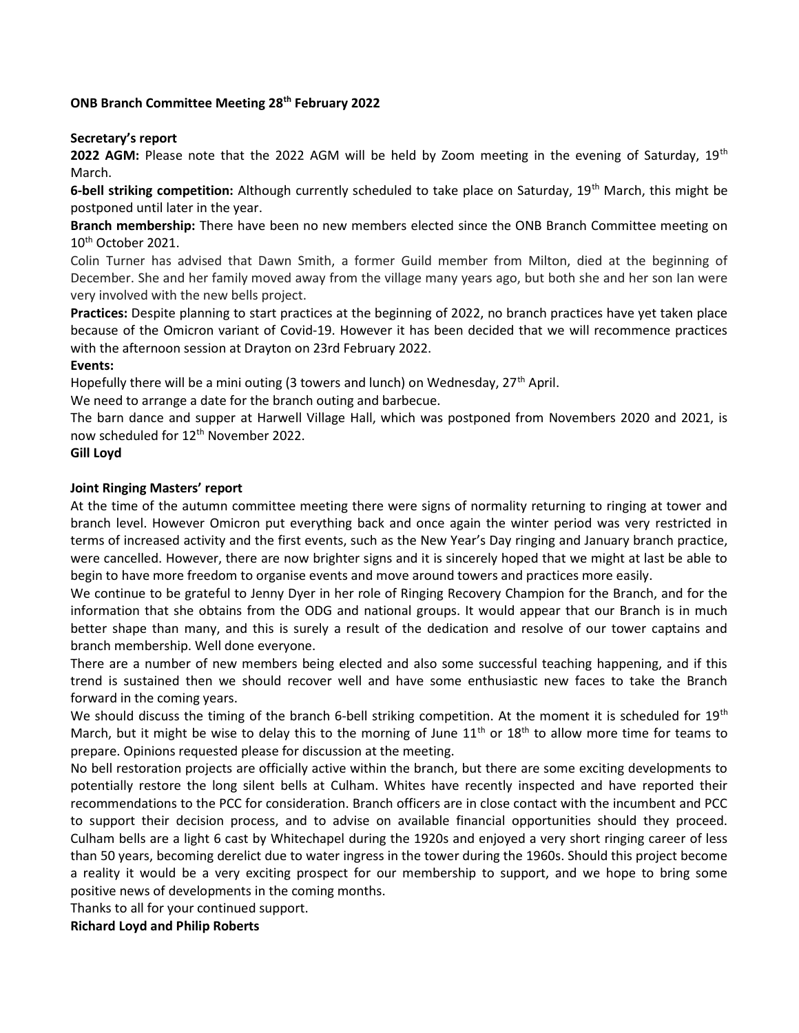## ONB Branch Committee Meeting 28th February 2022

### Secretary's report

**2022 AGM:** Please note that the 2022 AGM will be held by Zoom meeting in the evening of Saturday, 19th March.

**6-bell striking competition:** Although currently scheduled to take place on Saturday, 19th March, this might be postponed until later in the year.

**Branch membership:** There have been no new members elected since the ONB Branch Committee meeting on 10th October 2021.

Colin Turner has advised that Dawn Smith, a former Guild member from Milton, died at the beginning of December. She and her family moved away from the village many years ago, but both she and her son Ian were very involved with the new bells project.

**Practices:** Despite planning to start practices at the beginning of 2022, no branch practices have yet taken place because of the Omicron variant of Covid-19. However it has been decided that we will recommence practices with the afternoon session at Drayton on 23rd February 2022.

**Events:**

Hopefully there will be a mini outing (3 towers and lunch) on Wednesday, 27th April.

We need to arrange a date for the branch outing and barbecue.

The barn dance and supper at Harwell Village Hall, which was postponed from Novembers 2020 and 2021, is now scheduled for 12th November 2022.

**Gill Loyd**

### Joint Ringing Masters' report

At the time of the autumn committee meeting there were signs of normality returning to ringing at tower and branch level. However Omicron put everything back and once again the winter period was very restricted in terms of increased activity and the first events, such as the New Year's Day ringing and January branch practice, were cancelled. However, there are now brighter signs and it is sincerely hoped that we might at last be able to begin to have more freedom to organise events and move around towers and practices more easily.

We continue to be grateful to Jenny Dyer in her role of Ringing Recovery Champion for the Branch, and for the information that she obtains from the ODG and national groups. It would appear that our Branch is in much better shape than many, and this is surely a result of the dedication and resolve of our tower captains and branch membership. Well done everyone.

There are a number of new members being elected and also some successful teaching happening, and if this trend is sustained then we should recover well and have some enthusiastic new faces to take the Branch forward in the coming years.

We should discuss the timing of the branch 6-bell striking competition. At the moment it is scheduled for 19th March, but it might be wise to delay this to the morning of June 11th or 18th to allow more time for teams to prepare. Opinions requested please for discussion at the meeting.

No bell restoration projects are officially active within the branch, but there are some exciting developments to potentially restore the long silent bells at Culham. Whites have recently inspected and have reported their recommendations to the PCC for consideration. Branch officers are in close contact with the incumbent and PCC to support their decision process, and to advise on available financial opportunities should they proceed. Culham bells are a light 6 cast by Whitechapel during the 1920s and enjoyed a very short ringing career of less than 50 years, becoming derelict due to water ingress in the tower during the 1960s. Should this project become a reality it would be a very exciting prospect for our membership to support, and we hope to bring some positive news of developments in the coming months.

Thanks to all for your continued support.

**Richard Loyd and Philip Roberts**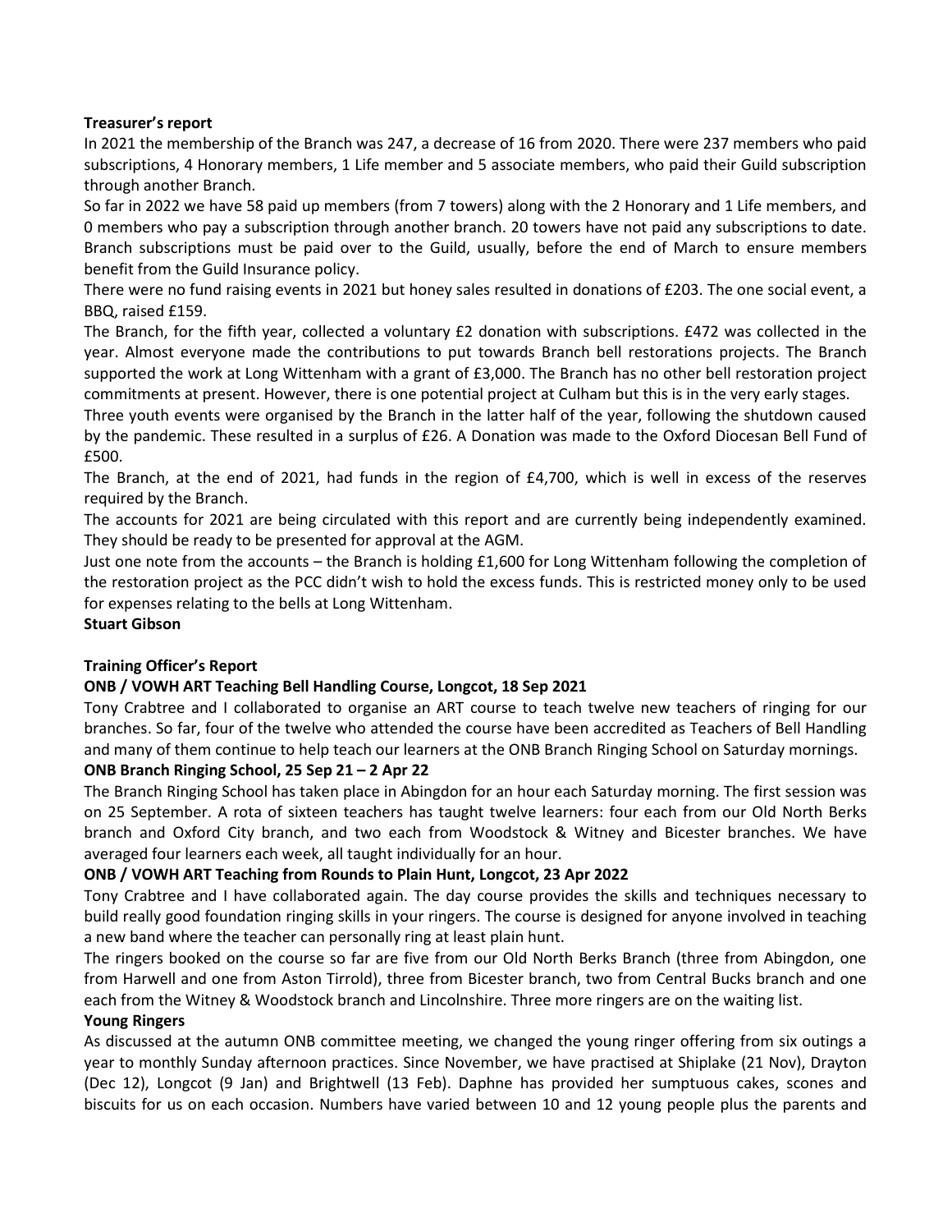**Treasurer's report**

In 2021 the membership of the Branch was 247, a decrease of 16 from 2020. There were 237 members who paid subscriptions, 4 Honorary members, 1 Life member and 5 associate members, who paid their Guild subscription through another Branch.

So far in 2022 we have 58 paid up members (from 7 towers) along with the 2 Honorary and 1 Life members, and 0 members who pay a subscription through another branch. 20 towers have not paid any subscriptions to date. Branch subscriptions must be paid over to the Guild, usually, before the end of March to ensure members benefit from the Guild Insurance policy.

There were no fund raising events in 2021 but honey sales resulted in donations of £203. The one social event, a BBQ, raised £159.

The Branch, for the fifth year, collected a voluntary £2 donation with subscriptions. £472 was collected in the year. Almost everyone made the contributions to put towards Branch bell restorations projects. The Branch supported the work at Long Wittenham with a grant of £3,000. The Branch has no other bell restoration project commitments at present. However, there is one potential project at Culham but this is in the very early stages.

Three youth events were organised by the Branch in the latter half of the year, following the shutdown caused by the pandemic. These resulted in a surplus of £26. A Donation was made to the Oxford Diocesan Bell Fund of £500.

The Branch, at the end of 2021, had funds in the region of £4,700, which is well in excess of the reserves required by the Branch.

The accounts for 2021 are being circulated with this report and are currently being independently examined. They should be ready to be presented for approval at the AGM.

Just one note from the accounts – the Branch is holding £1,600 for Long Wittenham following the completion of the restoration project as the PCC didn't wish to hold the excess funds. This is restricted money only to be used for expenses relating to the bells at Long Wittenham.

**Stuart Gibson**

**Training Officer's Report**

**ONB / VOWH ART Teaching Bell Handling Course, Longcot, 18 Sep 2021**

Tony Crabtree and I collaborated to organise an ART course to teach twelve new teachers of ringing for our branches. So far, four of the twelve who attended the course have been accredited as Teachers of Bell Handling and many of them continue to help teach our learners at the ONB Branch Ringing School on Saturday mornings.

**ONB Branch Ringing School, 25 Sep 21 – 2 Apr 22**

The Branch Ringing School has taken place in Abingdon for an hour each Saturday morning. The first session was on 25 September. A rota of sixteen teachers has taught twelve learners: four each from our Old North Berks branch and Oxford City branch, and two each from Woodstock & Witney and Bicester branches. We have averaged four learners each week, all taught individually for an hour.

**ONB / VOWH ART Teaching from Rounds to Plain Hunt, Longcot, 23 Apr 2022**

Tony Crabtree and I have collaborated again. The day course provides the skills and techniques necessary to build really good foundation ringing skills in your ringers. The course is designed for anyone involved in teaching a new band where the teacher can personally ring at least plain hunt.

The ringers booked on the course so far are five from our Old North Berks Branch (three from Abingdon, one from Harwell and one from Aston Tirrold), three from Bicester branch, two from Central Bucks branch and one each from the Witney & Woodstock branch and Lincolnshire. Three more ringers are on the waiting list.

**Young Ringers**

As discussed at the autumn ONB committee meeting, we changed the young ringer offering from six outings a year to monthly Sunday afternoon practices. Since November, we have practised at Shiplake (21 Nov), Drayton (Dec 12), Longcot (9 Jan) and Brightwell (13 Feb). Daphne has provided her sumptuous cakes, scones and biscuits for us on each occasion. Numbers have varied between 10 and 12 young people plus the parents and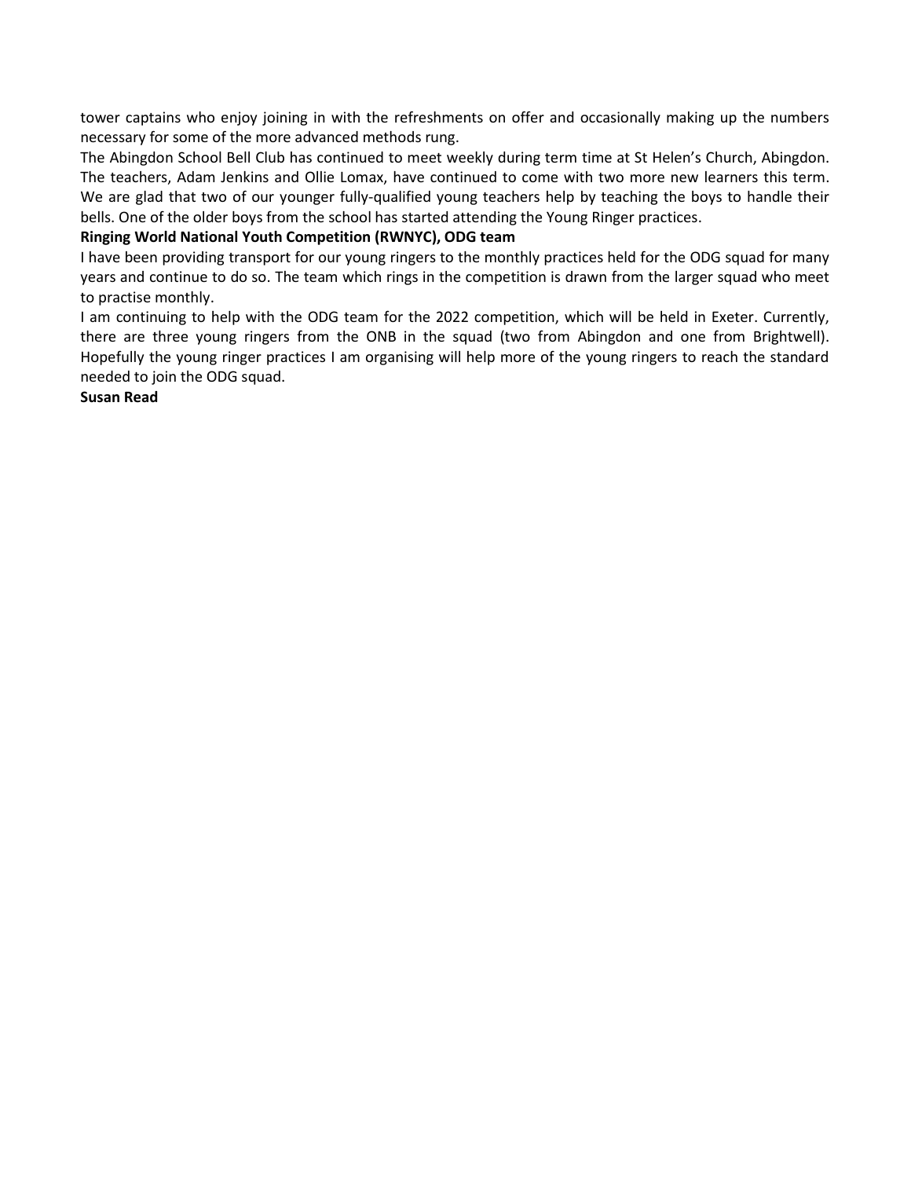tower captains who enjoy joining in with the refreshments on offer and occasionally making up the numbers necessary for some of the more advanced methods rung.

The Abingdon School Bell Club has continued to meet weekly during term time at St Helen's Church, Abingdon. The teachers, Adam Jenkins and Ollie Lomax, have continued to come with two more new learners this term. We are glad that two of our younger fully-qualified young teachers help by teaching the boys to handle their bells. One of the older boys from the school has started attending the Young Ringer practices.

**Ringing World National Youth Competition (RWNYC), ODG team**

I have been providing transport for our young ringers to the monthly practices held for the ODG squad for many years and continue to do so. The team which rings in the competition is drawn from the larger squad who meet to practise monthly.

I am continuing to help with the ODG team for the 2022 competition, which will be held in Exeter. Currently, there are three young ringers from the ONB in the squad (two from Abingdon and one from Brightwell). Hopefully the young ringer practices I am organising will help more of the young ringers to reach the standard needed to join the ODG squad.

**Susan Read**